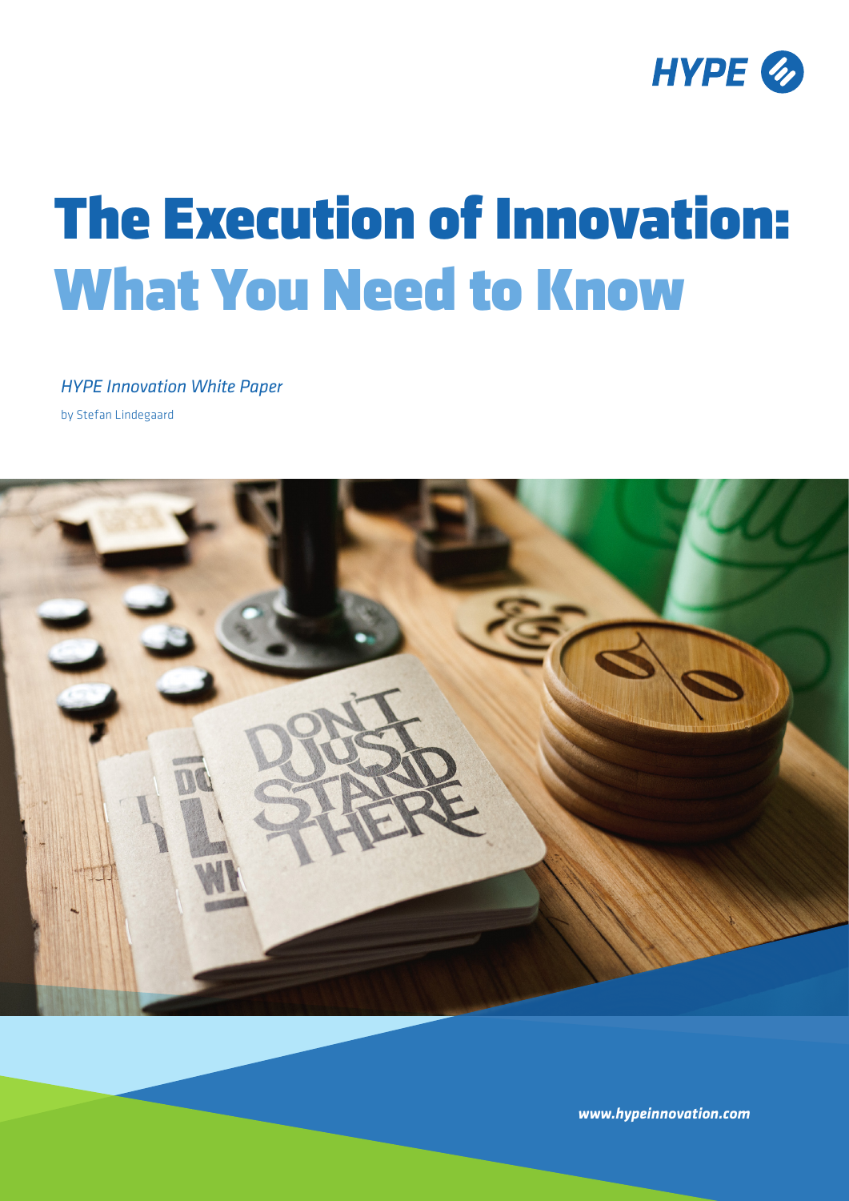HYPE

# The Execution of Innovation: What You Need to Know

*HYPE Innovation White Paper*

by Stefan Lindegaard

www.hypeinnovation.com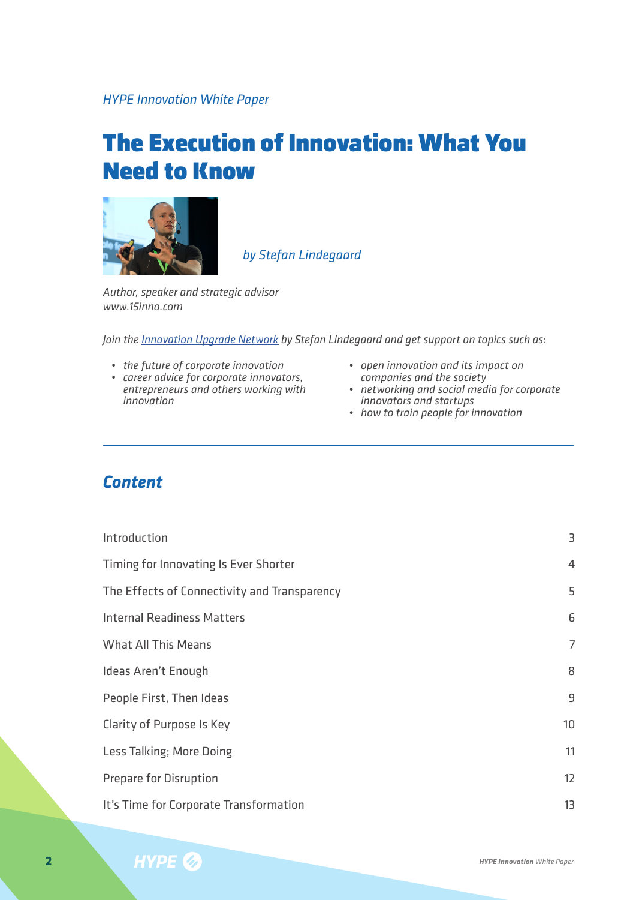*HYPE Innovation White Paper*

# The Execution of Innovation: What You Need to Know

*by Stefan Lindegaard*

*Author, speaker and strategic advisor*
*www.15inno.com*

*Join the Innovation Upgrade Network by Stefan Lindegaard and get support on topics such as:*

- *the future of corporate innovation*
- *career advice for corporate innovators, entrepreneurs and others working with innovation*
- *open innovation and its impact on companies and the society*
- *networking and social media for corporate innovators and startups*
- *how to train people for innovation*

---

## *Content*

| | |
|---|---|
| Introduction | 3 |
| Timing for Innovating Is Ever Shorter | 4 |
| The Effects of Connectivity and Transparency | 5 |
| Internal Readiness Matters | 6 |
| What All This Means | 7 |
| Ideas Aren't Enough | 8 |
| People First, Then Ideas | 9 |
| Clarity of Purpose Is Key | 10 |
| Less Talking; More Doing | 11 |
| Prepare for Disruption | 12 |
| It's Time for Corporate Transformation | 13 |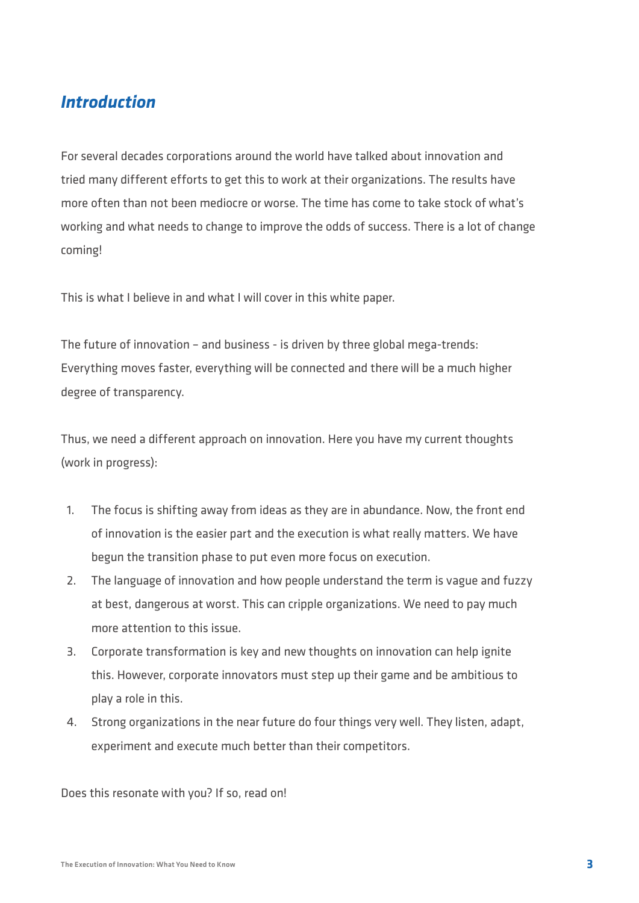## *Introduction*

For several decades corporations around the world have talked about innovation and tried many different efforts to get this to work at their organizations. The results have more often than not been mediocre or worse. The time has come to take stock of what's working and what needs to change to improve the odds of success. There is a lot of change coming!

This is what I believe in and what I will cover in this white paper.

The future of innovation – and business - is driven by three global mega-trends: Everything moves faster, everything will be connected and there will be a much higher degree of transparency.

Thus, we need a different approach on innovation. Here you have my current thoughts (work in progress):

1. The focus is shifting away from ideas as they are in abundance. Now, the front end of innovation is the easier part and the execution is what really matters. We have begun the transition phase to put even more focus on execution.
2. The language of innovation and how people understand the term is vague and fuzzy at best, dangerous at worst. This can cripple organizations. We need to pay much more attention to this issue.
3. Corporate transformation is key and new thoughts on innovation can help ignite this. However, corporate innovators must step up their game and be ambitious to play a role in this.
4. Strong organizations in the near future do four things very well. They listen, adapt, experiment and execute much better than their competitors.

Does this resonate with you? If so, read on!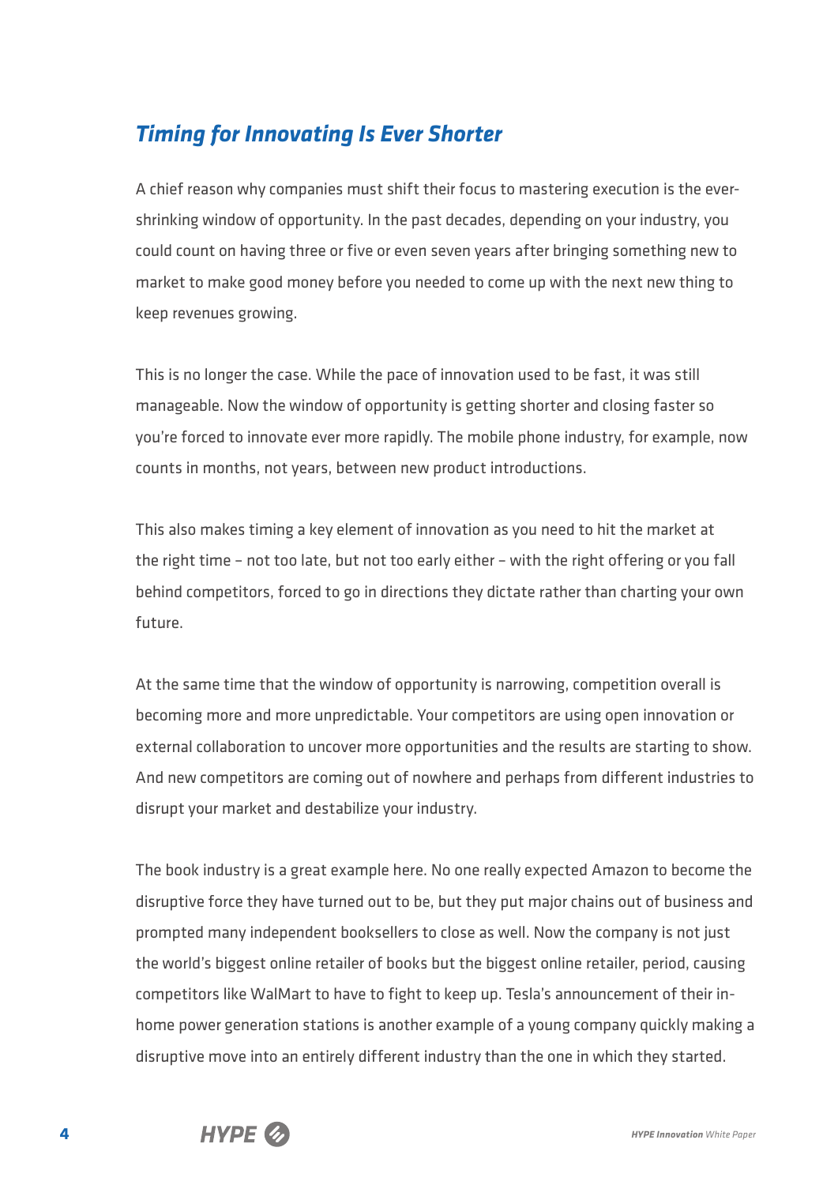## *Timing for Innovating Is Ever Shorter*

A chief reason why companies must shift their focus to mastering execution is the ever-shrinking window of opportunity. In the past decades, depending on your industry, you could count on having three or five or even seven years after bringing something new to market to make good money before you needed to come up with the next new thing to keep revenues growing.

This is no longer the case. While the pace of innovation used to be fast, it was still manageable. Now the window of opportunity is getting shorter and closing faster so you're forced to innovate ever more rapidly. The mobile phone industry, for example, now counts in months, not years, between new product introductions.

This also makes timing a key element of innovation as you need to hit the market at the right time – not too late, but not too early either – with the right offering or you fall behind competitors, forced to go in directions they dictate rather than charting your own future.

At the same time that the window of opportunity is narrowing, competition overall is becoming more and more unpredictable. Your competitors are using open innovation or external collaboration to uncover more opportunities and the results are starting to show. And new competitors are coming out of nowhere and perhaps from different industries to disrupt your market and destabilize your industry.

The book industry is a great example here. No one really expected Amazon to become the disruptive force they have turned out to be, but they put major chains out of business and prompted many independent booksellers to close as well. Now the company is not just the world's biggest online retailer of books but the biggest online retailer, period, causing competitors like WalMart to have to fight to keep up. Tesla's announcement of their in-home power generation stations is another example of a young company quickly making a disruptive move into an entirely different industry than the one in which they started.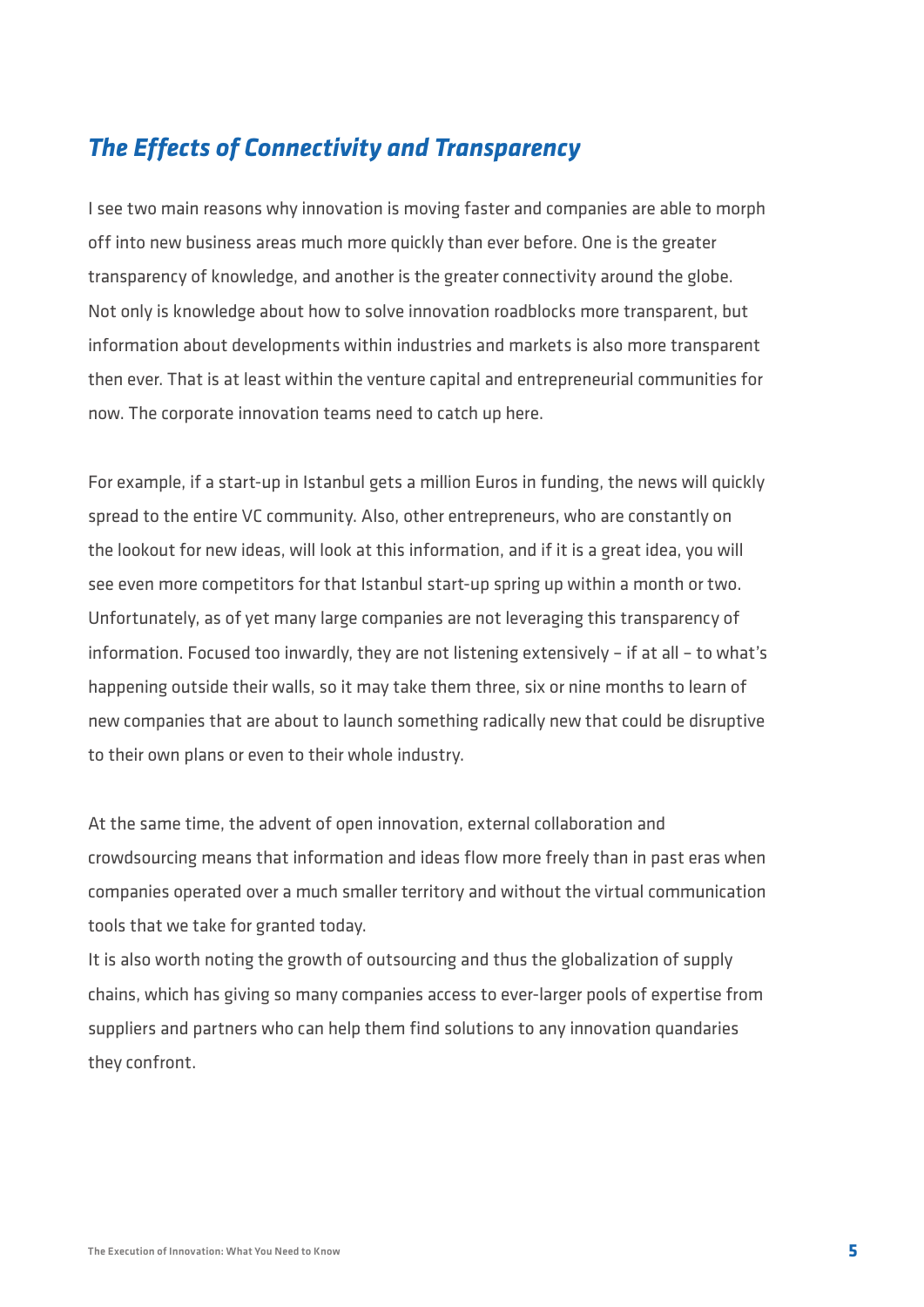## *The Effects of Connectivity and Transparency*

I see two main reasons why innovation is moving faster and companies are able to morph off into new business areas much more quickly than ever before. One is the greater transparency of knowledge, and another is the greater connectivity around the globe. Not only is knowledge about how to solve innovation roadblocks more transparent, but information about developments within industries and markets is also more transparent then ever. That is at least within the venture capital and entrepreneurial communities for now. The corporate innovation teams need to catch up here.

For example, if a start-up in Istanbul gets a million Euros in funding, the news will quickly spread to the entire VC community. Also, other entrepreneurs, who are constantly on the lookout for new ideas, will look at this information, and if it is a great idea, you will see even more competitors for that Istanbul start-up spring up within a month or two. Unfortunately, as of yet many large companies are not leveraging this transparency of information. Focused too inwardly, they are not listening extensively – if at all – to what's happening outside their walls, so it may take them three, six or nine months to learn of new companies that are about to launch something radically new that could be disruptive to their own plans or even to their whole industry.

At the same time, the advent of open innovation, external collaboration and crowdsourcing means that information and ideas flow more freely than in past eras when companies operated over a much smaller territory and without the virtual communication tools that we take for granted today.

It is also worth noting the growth of outsourcing and thus the globalization of supply chains, which has giving so many companies access to ever-larger pools of expertise from suppliers and partners who can help them find solutions to any innovation quandaries they confront.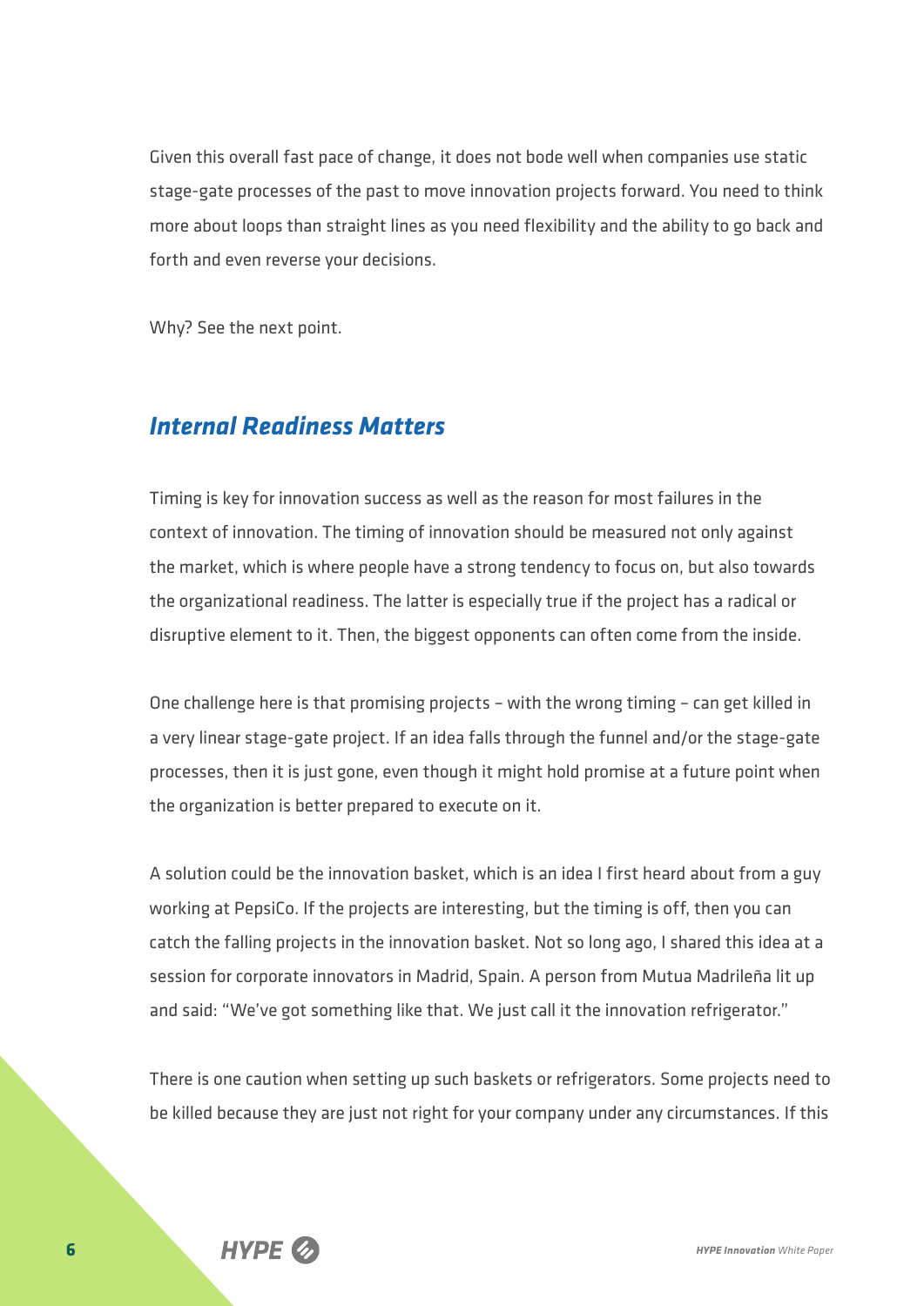Given this overall fast pace of change, it does not bode well when companies use static stage-gate processes of the past to move innovation projects forward. You need to think more about loops than straight lines as you need flexibility and the ability to go back and forth and even reverse your decisions.

Why? See the next point.

## *Internal Readiness Matters*

Timing is key for innovation success as well as the reason for most failures in the context of innovation. The timing of innovation should be measured not only against the market, which is where people have a strong tendency to focus on, but also towards the organizational readiness. The latter is especially true if the project has a radical or disruptive element to it. Then, the biggest opponents can often come from the inside.

One challenge here is that promising projects – with the wrong timing – can get killed in a very linear stage-gate project. If an idea falls through the funnel and/or the stage-gate processes, then it is just gone, even though it might hold promise at a future point when the organization is better prepared to execute on it.

A solution could be the innovation basket, which is an idea I first heard about from a guy working at PepsiCo. If the projects are interesting, but the timing is off, then you can catch the falling projects in the innovation basket. Not so long ago, I shared this idea at a session for corporate innovators in Madrid, Spain. A person from Mutua Madrileña lit up and said: "We've got something like that. We just call it the innovation refrigerator."

There is one caution when setting up such baskets or refrigerators. Some projects need to be killed because they are just not right for your company under any circumstances. If this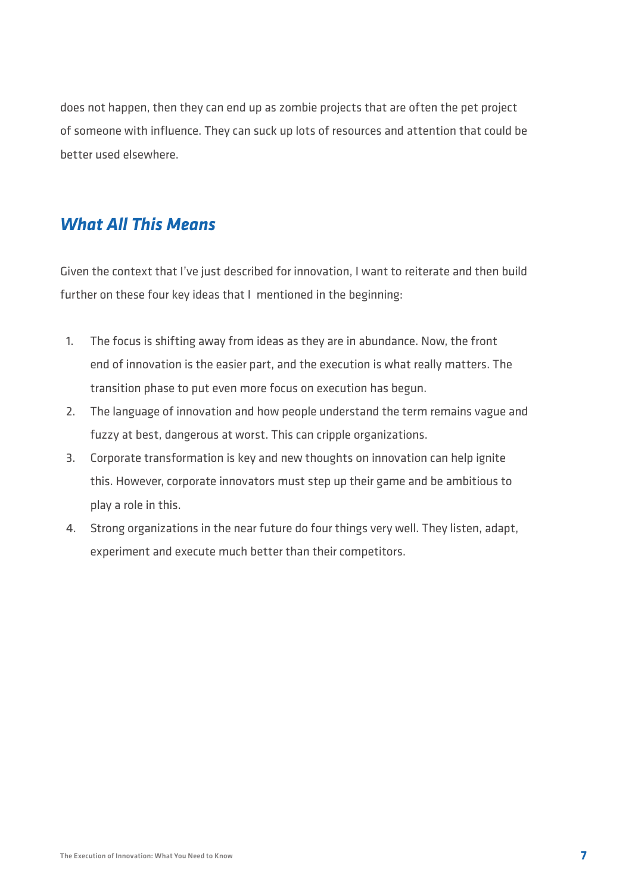does not happen, then they can end up as zombie projects that are often the pet project of someone with influence. They can suck up lots of resources and attention that could be better used elsewhere.

## *What All This Means*

Given the context that I've just described for innovation, I want to reiterate and then build further on these four key ideas that I  mentioned in the beginning:

1. The focus is shifting away from ideas as they are in abundance. Now, the front end of innovation is the easier part, and the execution is what really matters. The transition phase to put even more focus on execution has begun.
2. The language of innovation and how people understand the term remains vague and fuzzy at best, dangerous at worst. This can cripple organizations.
3. Corporate transformation is key and new thoughts on innovation can help ignite this. However, corporate innovators must step up their game and be ambitious to play a role in this.
4. Strong organizations in the near future do four things very well. They listen, adapt, experiment and execute much better than their competitors.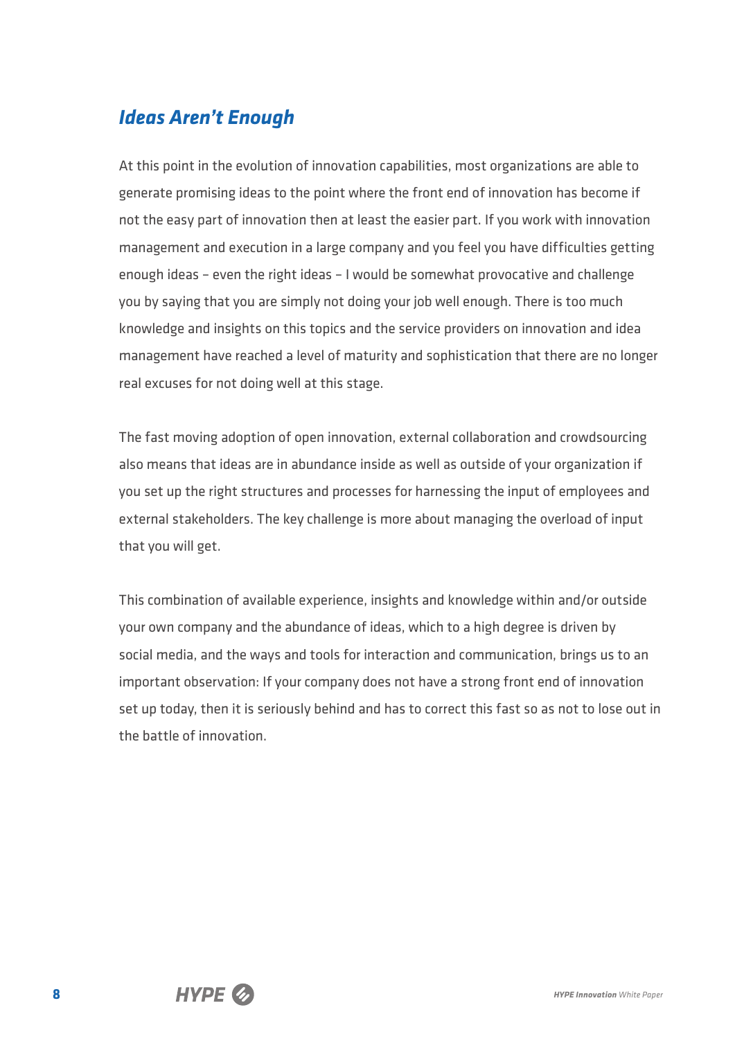## *Ideas Aren't Enough*

At this point in the evolution of innovation capabilities, most organizations are able to generate promising ideas to the point where the front end of innovation has become if not the easy part of innovation then at least the easier part. If you work with innovation management and execution in a large company and you feel you have difficulties getting enough ideas – even the right ideas – I would be somewhat provocative and challenge you by saying that you are simply not doing your job well enough. There is too much knowledge and insights on this topics and the service providers on innovation and idea management have reached a level of maturity and sophistication that there are no longer real excuses for not doing well at this stage.

The fast moving adoption of open innovation, external collaboration and crowdsourcing also means that ideas are in abundance inside as well as outside of your organization if you set up the right structures and processes for harnessing the input of employees and external stakeholders. The key challenge is more about managing the overload of input that you will get.

This combination of available experience, insights and knowledge within and/or outside your own company and the abundance of ideas, which to a high degree is driven by social media, and the ways and tools for interaction and communication, brings us to an important observation: If your company does not have a strong front end of innovation set up today, then it is seriously behind and has to correct this fast so as not to lose out in the battle of innovation.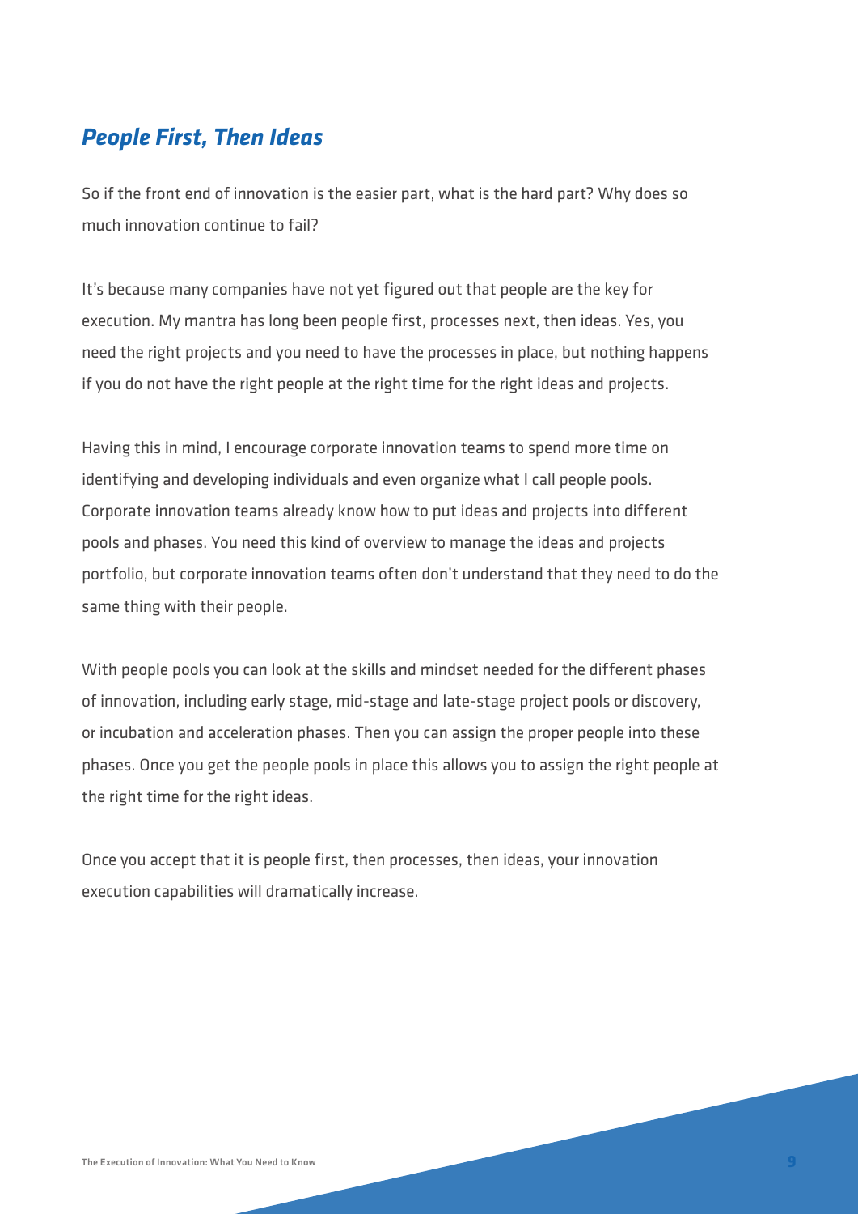## *People First, Then Ideas*

So if the front end of innovation is the easier part, what is the hard part? Why does so much innovation continue to fail?

It's because many companies have not yet figured out that people are the key for execution. My mantra has long been people first, processes next, then ideas. Yes, you need the right projects and you need to have the processes in place, but nothing happens if you do not have the right people at the right time for the right ideas and projects.

Having this in mind, I encourage corporate innovation teams to spend more time on identifying and developing individuals and even organize what I call people pools. Corporate innovation teams already know how to put ideas and projects into different pools and phases. You need this kind of overview to manage the ideas and projects portfolio, but corporate innovation teams often don't understand that they need to do the same thing with their people.

With people pools you can look at the skills and mindset needed for the different phases of innovation, including early stage, mid-stage and late-stage project pools or discovery, or incubation and acceleration phases. Then you can assign the proper people into these phases. Once you get the people pools in place this allows you to assign the right people at the right time for the right ideas.

Once you accept that it is people first, then processes, then ideas, your innovation execution capabilities will dramatically increase.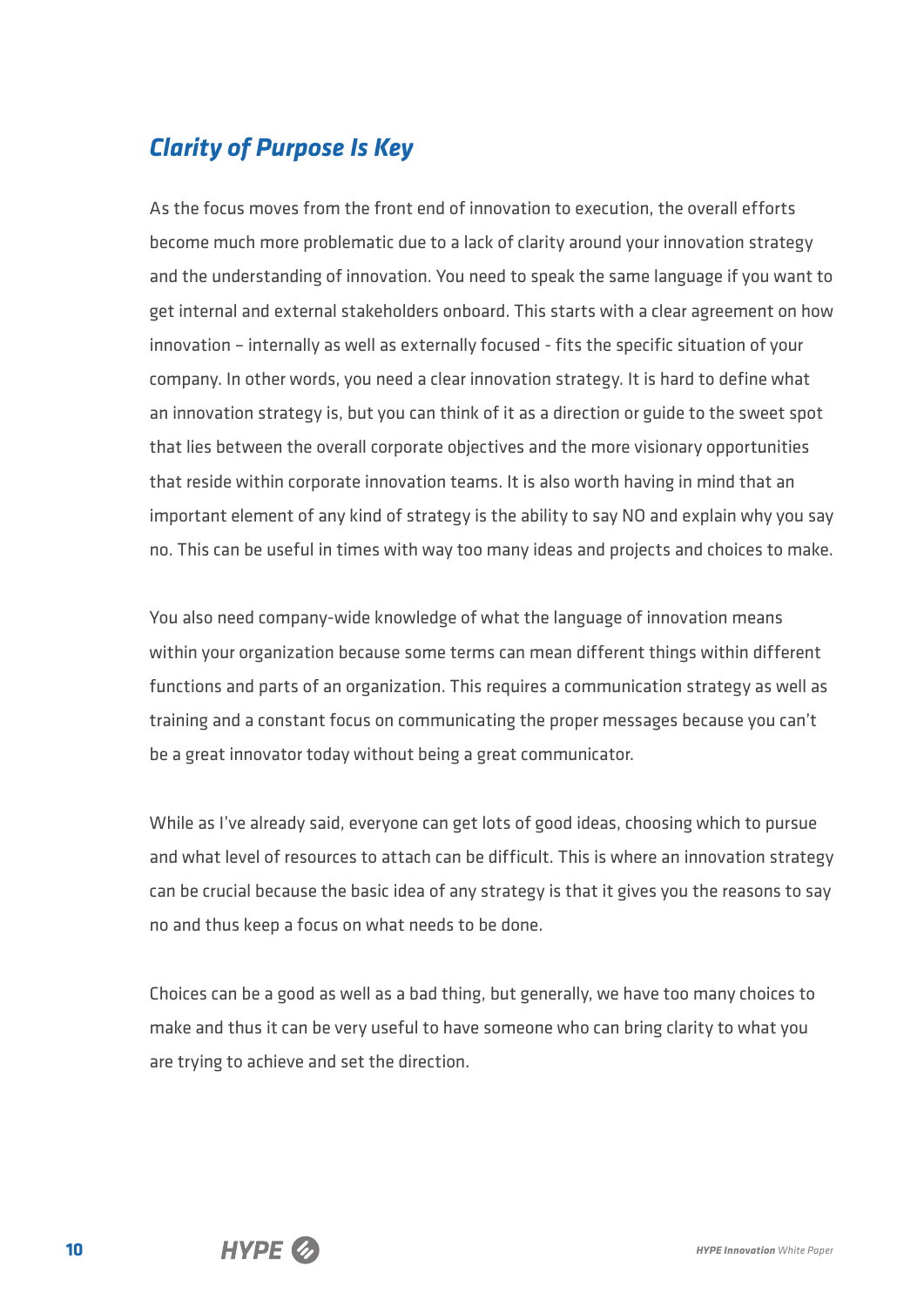## *Clarity of Purpose Is Key*

As the focus moves from the front end of innovation to execution, the overall efforts become much more problematic due to a lack of clarity around your innovation strategy and the understanding of innovation. You need to speak the same language if you want to get internal and external stakeholders onboard. This starts with a clear agreement on how innovation – internally as well as externally focused - fits the specific situation of your company. In other words, you need a clear innovation strategy. It is hard to define what an innovation strategy is, but you can think of it as a direction or guide to the sweet spot that lies between the overall corporate objectives and the more visionary opportunities that reside within corporate innovation teams. It is also worth having in mind that an important element of any kind of strategy is the ability to say NO and explain why you say no. This can be useful in times with way too many ideas and projects and choices to make.

You also need company-wide knowledge of what the language of innovation means within your organization because some terms can mean different things within different functions and parts of an organization. This requires a communication strategy as well as training and a constant focus on communicating the proper messages because you can't be a great innovator today without being a great communicator.

While as I've already said, everyone can get lots of good ideas, choosing which to pursue and what level of resources to attach can be difficult. This is where an innovation strategy can be crucial because the basic idea of any strategy is that it gives you the reasons to say no and thus keep a focus on what needs to be done.

Choices can be a good as well as a bad thing, but generally, we have too many choices to make and thus it can be very useful to have someone who can bring clarity to what you are trying to achieve and set the direction.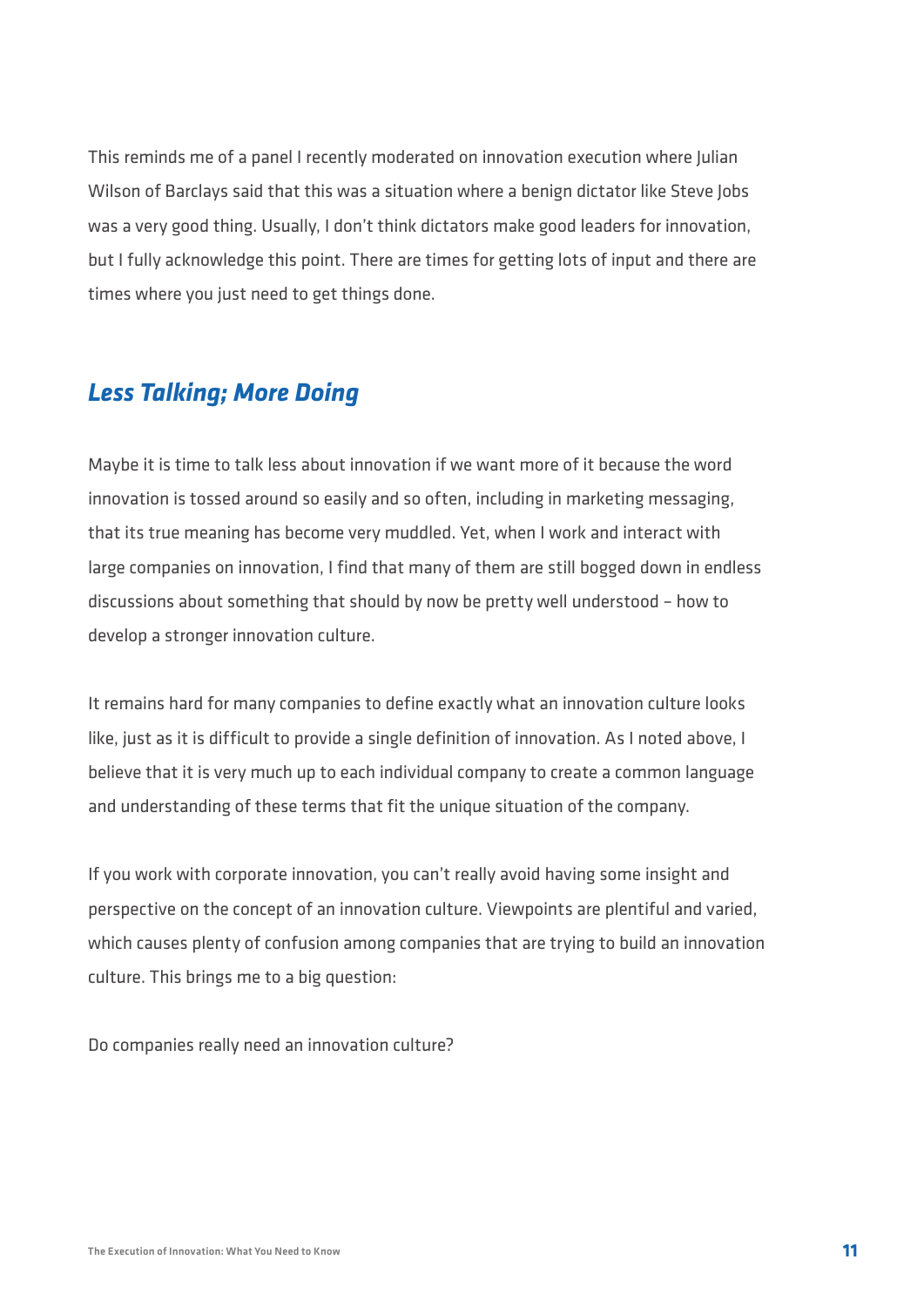This reminds me of a panel I recently moderated on innovation execution where Julian Wilson of Barclays said that this was a situation where a benign dictator like Steve Jobs was a very good thing. Usually, I don't think dictators make good leaders for innovation, but I fully acknowledge this point. There are times for getting lots of input and there are times where you just need to get things done.

## *Less Talking; More Doing*

Maybe it is time to talk less about innovation if we want more of it because the word innovation is tossed around so easily and so often, including in marketing messaging, that its true meaning has become very muddled. Yet, when I work and interact with large companies on innovation, I find that many of them are still bogged down in endless discussions about something that should by now be pretty well understood – how to develop a stronger innovation culture.

It remains hard for many companies to define exactly what an innovation culture looks like, just as it is difficult to provide a single definition of innovation. As I noted above, I believe that it is very much up to each individual company to create a common language and understanding of these terms that fit the unique situation of the company.

If you work with corporate innovation, you can't really avoid having some insight and perspective on the concept of an innovation culture. Viewpoints are plentiful and varied, which causes plenty of confusion among companies that are trying to build an innovation culture. This brings me to a big question:

Do companies really need an innovation culture?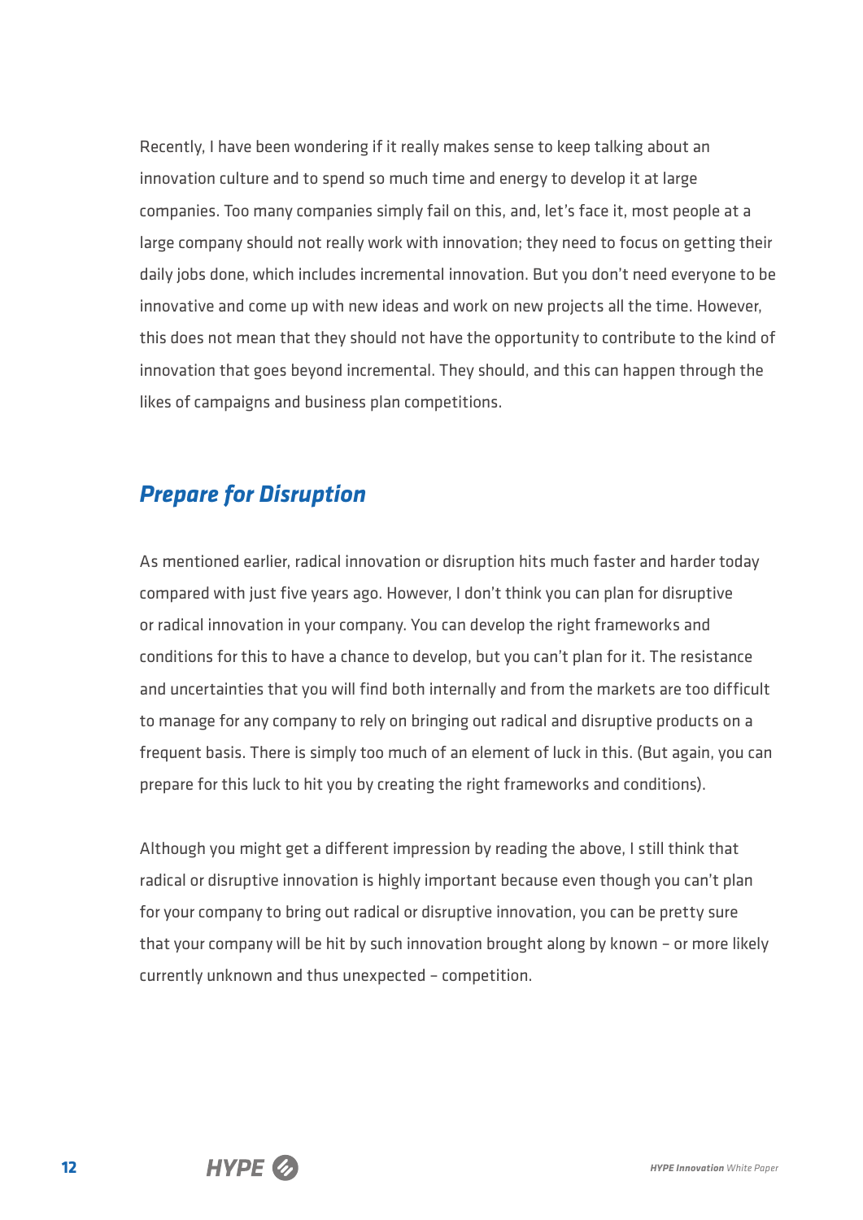Recently, I have been wondering if it really makes sense to keep talking about an innovation culture and to spend so much time and energy to develop it at large companies. Too many companies simply fail on this, and, let's face it, most people at a large company should not really work with innovation; they need to focus on getting their daily jobs done, which includes incremental innovation. But you don't need everyone to be innovative and come up with new ideas and work on new projects all the time. However, this does not mean that they should not have the opportunity to contribute to the kind of innovation that goes beyond incremental. They should, and this can happen through the likes of campaigns and business plan competitions.

## *Prepare for Disruption*

As mentioned earlier, radical innovation or disruption hits much faster and harder today compared with just five years ago. However, I don't think you can plan for disruptive or radical innovation in your company. You can develop the right frameworks and conditions for this to have a chance to develop, but you can't plan for it. The resistance and uncertainties that you will find both internally and from the markets are too difficult to manage for any company to rely on bringing out radical and disruptive products on a frequent basis. There is simply too much of an element of luck in this. (But again, you can prepare for this luck to hit you by creating the right frameworks and conditions).

Although you might get a different impression by reading the above, I still think that radical or disruptive innovation is highly important because even though you can't plan for your company to bring out radical or disruptive innovation, you can be pretty sure that your company will be hit by such innovation brought along by known – or more likely currently unknown and thus unexpected – competition.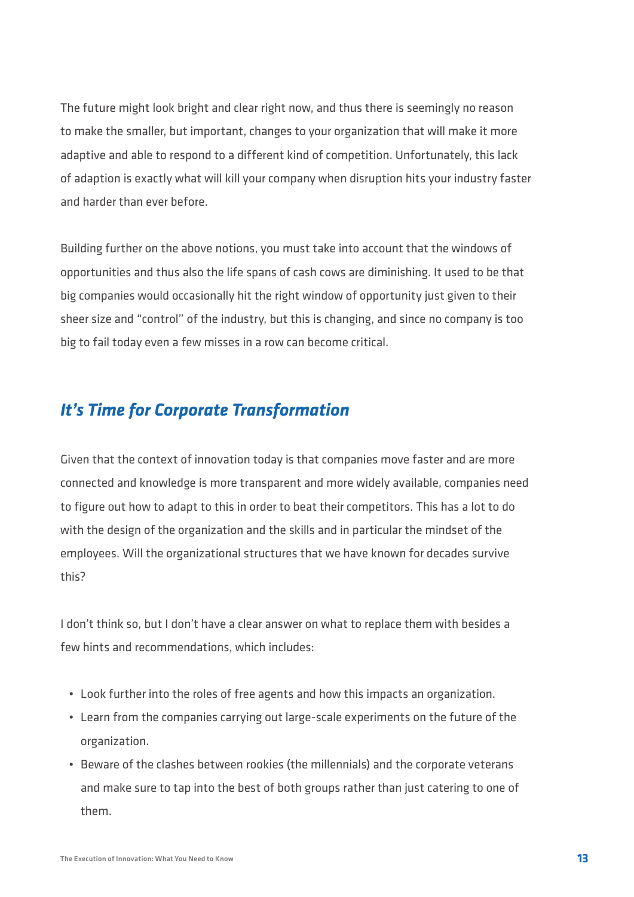The future might look bright and clear right now, and thus there is seemingly no reason to make the smaller, but important, changes to your organization that will make it more adaptive and able to respond to a different kind of competition. Unfortunately, this lack of adaption is exactly what will kill your company when disruption hits your industry faster and harder than ever before.

Building further on the above notions, you must take into account that the windows of opportunities and thus also the life spans of cash cows are diminishing. It used to be that big companies would occasionally hit the right window of opportunity just given to their sheer size and "control" of the industry, but this is changing, and since no company is too big to fail today even a few misses in a row can become critical.

## *It's Time for Corporate Transformation*

Given that the context of innovation today is that companies move faster and are more connected and knowledge is more transparent and more widely available, companies need to figure out how to adapt to this in order to beat their competitors. This has a lot to do with the design of the organization and the skills and in particular the mindset of the employees. Will the organizational structures that we have known for decades survive this?

I don't think so, but I don't have a clear answer on what to replace them with besides a few hints and recommendations, which includes:

- Look further into the roles of free agents and how this impacts an organization.
- Learn from the companies carrying out large-scale experiments on the future of the organization.
- Beware of the clashes between rookies (the millennials) and the corporate veterans and make sure to tap into the best of both groups rather than just catering to one of them.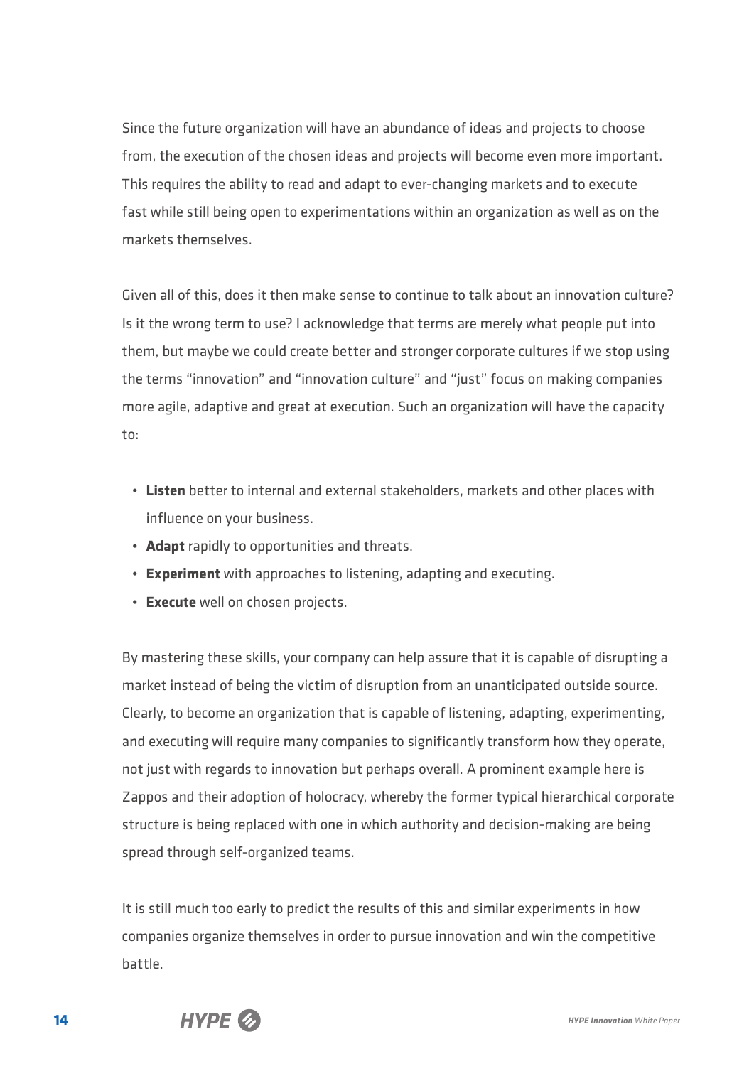Since the future organization will have an abundance of ideas and projects to choose from, the execution of the chosen ideas and projects will become even more important. This requires the ability to read and adapt to ever-changing markets and to execute fast while still being open to experimentations within an organization as well as on the markets themselves.

Given all of this, does it then make sense to continue to talk about an innovation culture? Is it the wrong term to use? I acknowledge that terms are merely what people put into them, but maybe we could create better and stronger corporate cultures if we stop using the terms "innovation" and "innovation culture" and "just" focus on making companies more agile, adaptive and great at execution. Such an organization will have the capacity to:

- **Listen** better to internal and external stakeholders, markets and other places with influence on your business.
- **Adapt** rapidly to opportunities and threats.
- **Experiment** with approaches to listening, adapting and executing.
- **Execute** well on chosen projects.

By mastering these skills, your company can help assure that it is capable of disrupting a market instead of being the victim of disruption from an unanticipated outside source. Clearly, to become an organization that is capable of listening, adapting, experimenting, and executing will require many companies to significantly transform how they operate, not just with regards to innovation but perhaps overall. A prominent example here is Zappos and their adoption of holocracy, whereby the former typical hierarchical corporate structure is being replaced with one in which authority and decision-making are being spread through self-organized teams.

It is still much too early to predict the results of this and similar experiments in how companies organize themselves in order to pursue innovation and win the competitive battle.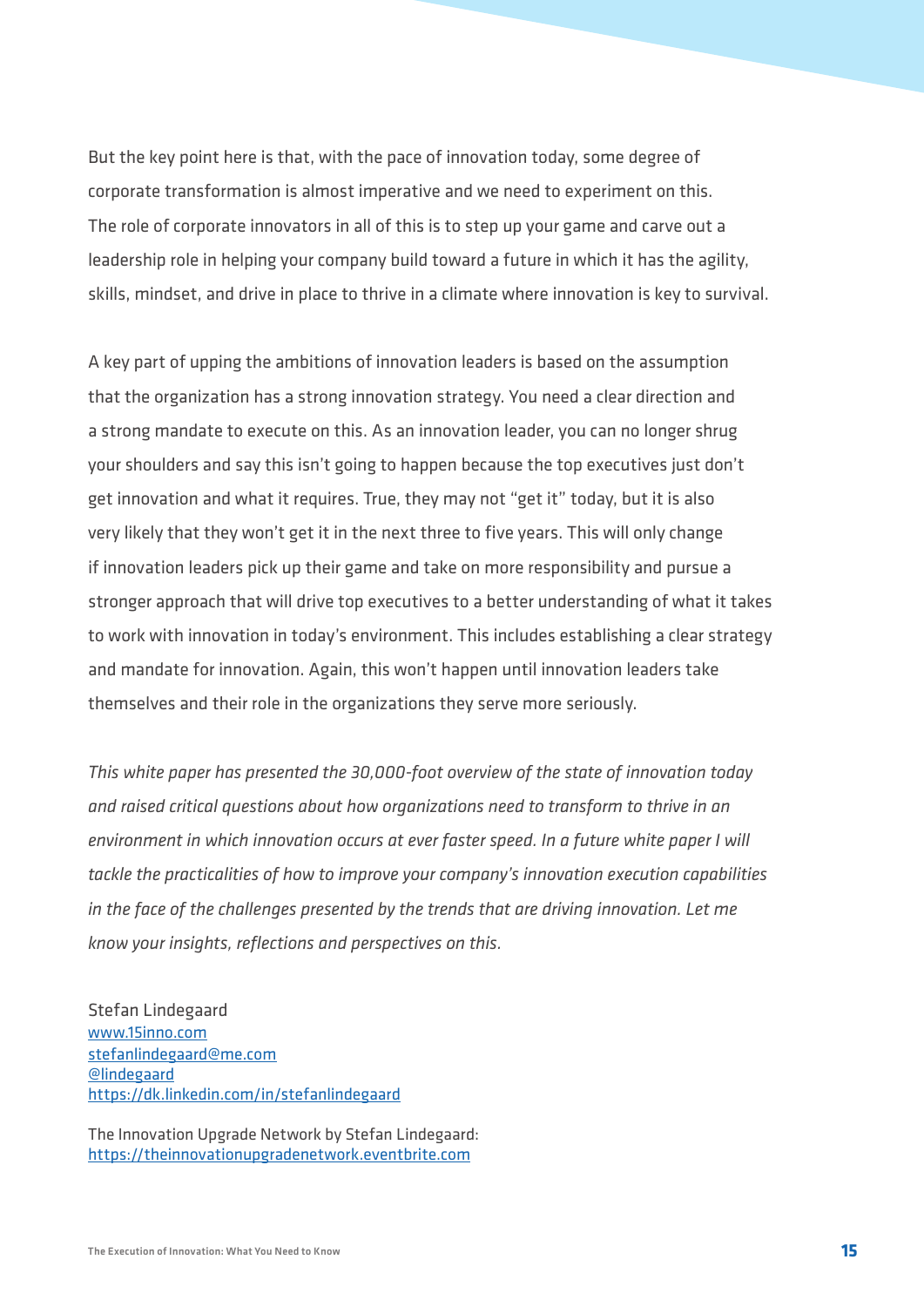But the key point here is that, with the pace of innovation today, some degree of corporate transformation is almost imperative and we need to experiment on this. The role of corporate innovators in all of this is to step up your game and carve out a leadership role in helping your company build toward a future in which it has the agility, skills, mindset, and drive in place to thrive in a climate where innovation is key to survival.

A key part of upping the ambitions of innovation leaders is based on the assumption that the organization has a strong innovation strategy. You need a clear direction and a strong mandate to execute on this. As an innovation leader, you can no longer shrug your shoulders and say this isn't going to happen because the top executives just don't get innovation and what it requires. True, they may not "get it" today, but it is also very likely that they won't get it in the next three to five years. This will only change if innovation leaders pick up their game and take on more responsibility and pursue a stronger approach that will drive top executives to a better understanding of what it takes to work with innovation in today's environment. This includes establishing a clear strategy and mandate for innovation. Again, this won't happen until innovation leaders take themselves and their role in the organizations they serve more seriously.

*This white paper has presented the 30,000-foot overview of the state of innovation today and raised critical questions about how organizations need to transform to thrive in an environment in which innovation occurs at ever faster speed. In a future white paper I will tackle the practicalities of how to improve your company's innovation execution capabilities in the face of the challenges presented by the trends that are driving innovation. Let me know your insights, reflections and perspectives on this.*

Stefan Lindegaard
www.15inno.com
stefanlindegaard@me.com
@lindegaard
https://dk.linkedin.com/in/stefanlindegaard

The Innovation Upgrade Network by Stefan Lindegaard:
https://theinnovationupgradenetwork.eventbrite.com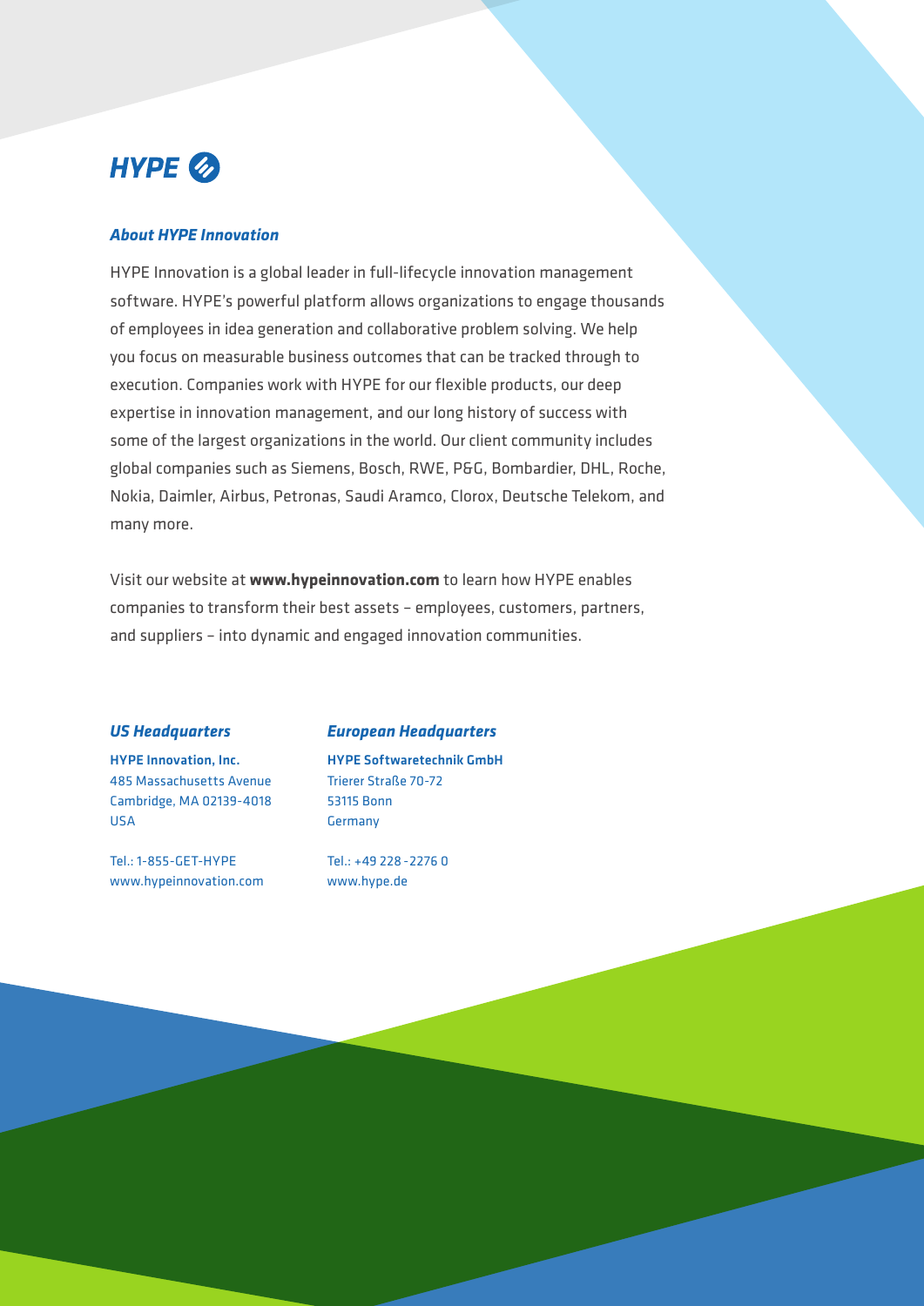**HYPE**

### *About HYPE Innovation*

HYPE Innovation is a global leader in full-lifecycle innovation management software. HYPE's powerful platform allows organizations to engage thousands of employees in idea generation and collaborative problem solving. We help you focus on measurable business outcomes that can be tracked through to execution. Companies work with HYPE for our flexible products, our deep expertise in innovation management, and our long history of success with some of the largest organizations in the world. Our client community includes global companies such as Siemens, Bosch, RWE, P&G, Bombardier, DHL, Roche, Nokia, Daimler, Airbus, Petronas, Saudi Aramco, Clorox, Deutsche Telekom, and many more.

Visit our website at **www.hypeinnovation.com** to learn how HYPE enables companies to transform their best assets – employees, customers, partners, and suppliers – into dynamic and engaged innovation communities.

### *US Headquarters*

**HYPE Innovation, Inc.**
485 Massachusetts Avenue
Cambridge, MA 02139-4018
USA

Tel.: 1-855-GET-HYPE
www.hypeinnovation.com

### *European Headquarters*

**HYPE Softwaretechnik GmbH**
Trierer Straße 70-72
53115 Bonn
Germany

Tel.: +49 228 -2276 0
www.hype.de